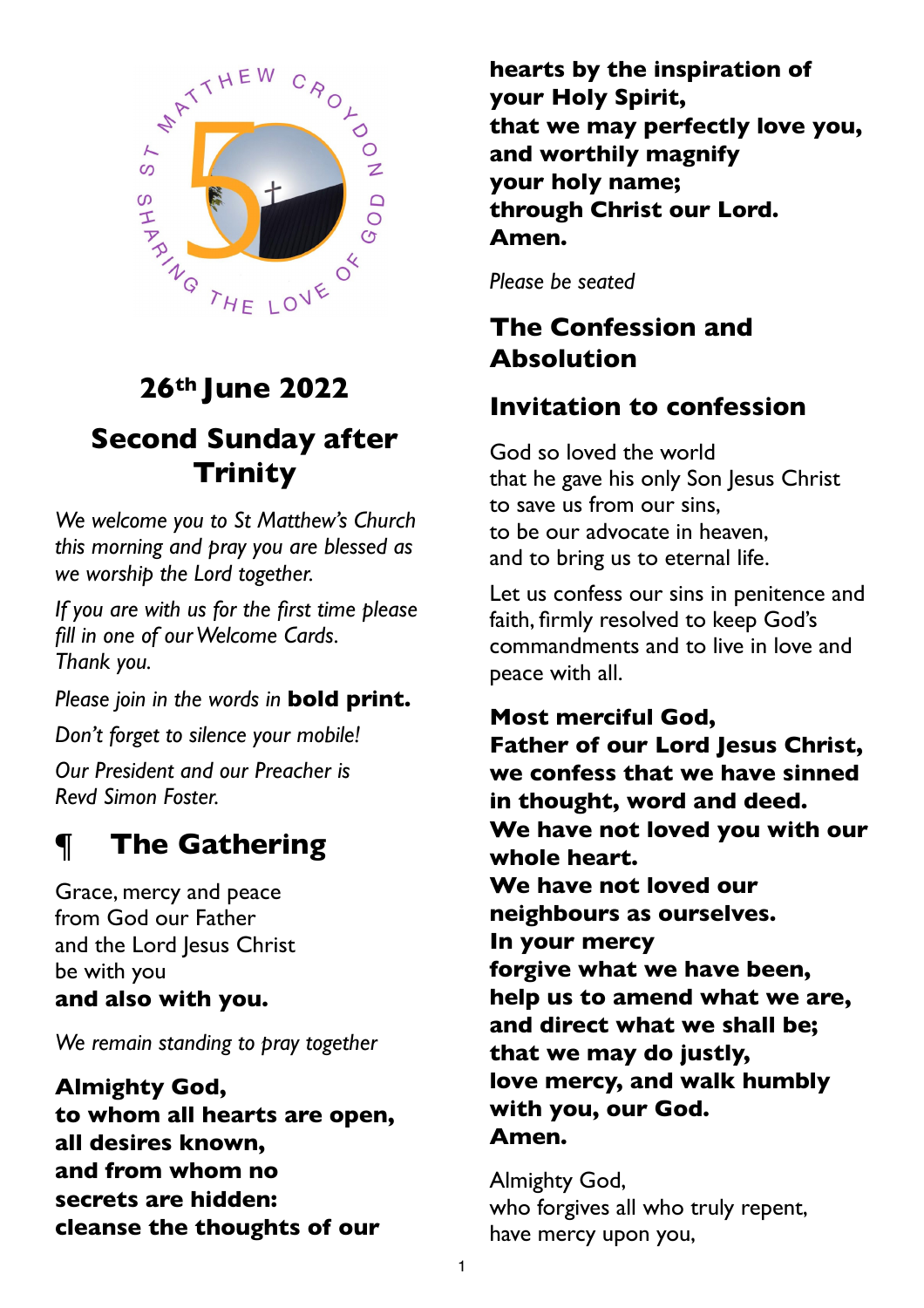## 26th June 2022

## Second Sunday after Trinity

*We welcome you to St Matthew's Church this morning and pray you are blessed as we worship the Lord together.*

*If you are with us for the first time please fill in one of our Welcome Cards. Thank you.*

*Please join in the words in* **bold print.**

*Don't forget to silence your mobile!*

*Our President and our Preacher is Revd Simon Foster.*

# ¶ The Gathering

Grace, mercy and peace
from God our Father
and the Lord Jesus Christ
be with you
**and also with you.**

*We remain standing to pray together*

**Almighty God,
to whom all hearts are open,
all desires known,
and from whom no
secrets are hidden:
cleanse the thoughts of our
hearts by the inspiration of
your Holy Spirit,
that we may perfectly love you,
and worthily magnify
your holy name;
through Christ our Lord.
Amen.**

*Please be seated*

## The Confession and Absolution

## Invitation to confession

God so loved the world
that he gave his only Son Jesus Christ
to save us from our sins,
to be our advocate in heaven,
and to bring us to eternal life.

Let us confess our sins in penitence and faith, firmly resolved to keep God's commandments and to live in love and peace with all.

**Most merciful God,
Father of our Lord Jesus Christ,
we confess that we have sinned
in thought, word and deed.
We have not loved you with our
whole heart.
We have not loved our
neighbours as ourselves.
In your mercy
forgive what we have been,
help us to amend what we are,
and direct what we shall be;
that we may do justly,
love mercy, and walk humbly
with you, our God.
Amen.**

Almighty God,
who forgives all who truly repent,
have mercy upon you,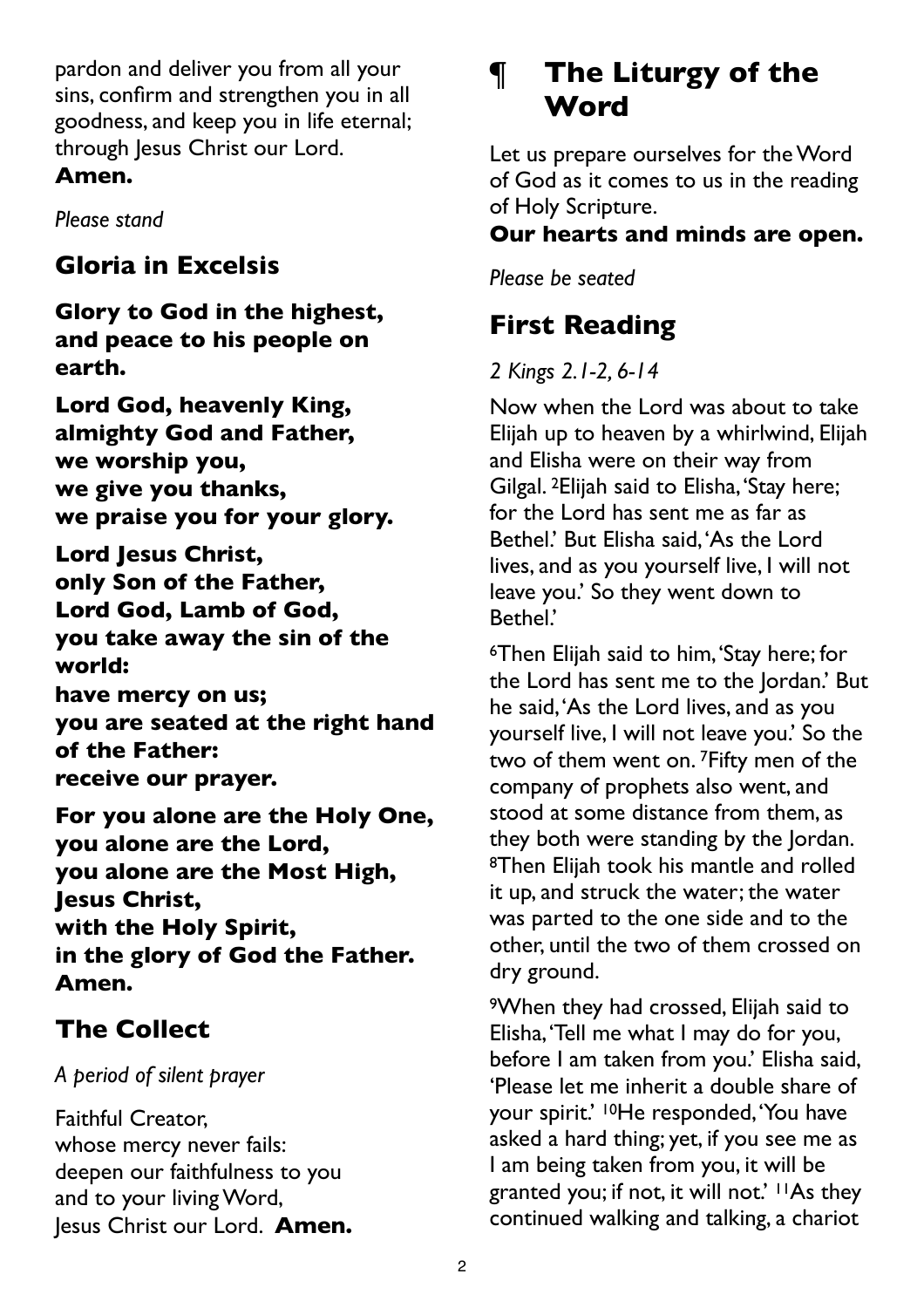pardon and deliver you from all your sins, confirm and strengthen you in all goodness, and keep you in life eternal; through Jesus Christ our Lord.
**Amen.**

*Please stand*

## Gloria in Excelsis

**Glory to God in the highest,
and peace to his people on earth.**

**Lord God, heavenly King,
almighty God and Father,
we worship you,
we give you thanks,
we praise you for your glory.**

**Lord Jesus Christ,
only Son of the Father,
Lord God, Lamb of God,
you take away the sin of the world:
have mercy on us;
you are seated at the right hand of the Father:
receive our prayer.**

**For you alone are the Holy One,
you alone are the Lord,
you alone are the Most High,
Jesus Christ,
with the Holy Spirit,
in the glory of God the Father.
Amen.**

## The Collect

*A period of silent prayer*

Faithful Creator,
whose mercy never fails:
deepen our faithfulness to you
and to your living Word,
Jesus Christ our Lord. **Amen.**

# ¶ The Liturgy of the Word

Let us prepare ourselves for the Word of God as it comes to us in the reading of Holy Scripture.
**Our hearts and minds are open.**

*Please be seated*

## First Reading

*2 Kings 2.1-2, 6-14*

Now when the Lord was about to take Elijah up to heaven by a whirlwind, Elijah and Elisha were on their way from Gilgal. [2]Elijah said to Elisha, 'Stay here; for the Lord has sent me as far as Bethel.' But Elisha said, 'As the Lord lives, and as you yourself live, I will not leave you.' So they went down to Bethel.'

[6]Then Elijah said to him, 'Stay here; for the Lord has sent me to the Jordan.' But he said, 'As the Lord lives, and as you yourself live, I will not leave you.' So the two of them went on. [7]Fifty men of the company of prophets also went, and stood at some distance from them, as they both were standing by the Jordan. [8]Then Elijah took his mantle and rolled it up, and struck the water; the water was parted to the one side and to the other, until the two of them crossed on dry ground.

[9]When they had crossed, Elijah said to Elisha, 'Tell me what I may do for you, before I am taken from you.' Elisha said, 'Please let me inherit a double share of your spirit.' [10]He responded, 'You have asked a hard thing; yet, if you see me as I am being taken from you, it will be granted you; if not, it will not.' [11]As they continued walking and talking, a chariot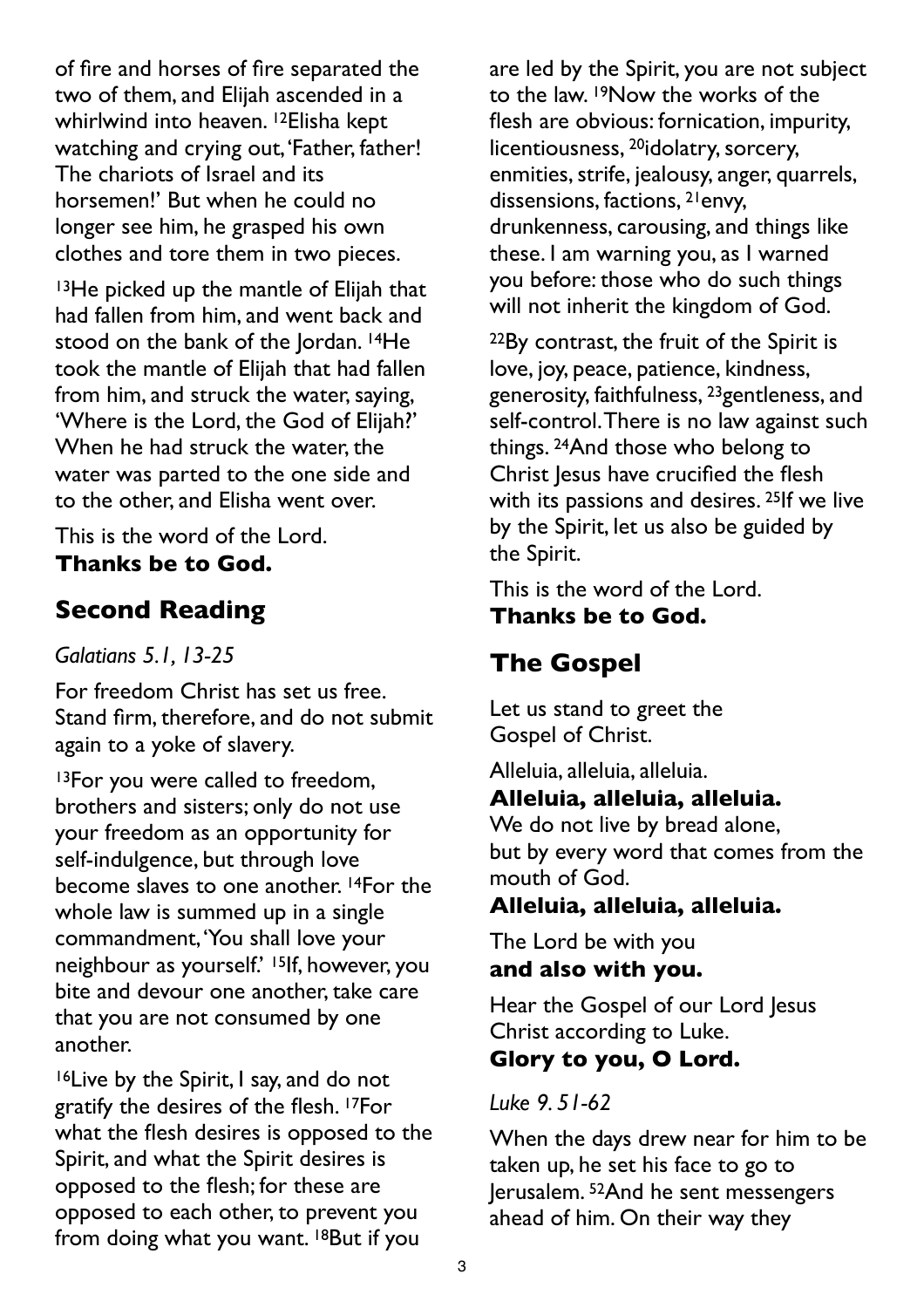of fire and horses of fire separated the two of them, and Elijah ascended in a whirlwind into heaven. [12]Elisha kept watching and crying out, 'Father, father! The chariots of Israel and its horsemen!' But when he could no longer see him, he grasped his own clothes and tore them in two pieces.

[13]He picked up the mantle of Elijah that had fallen from him, and went back and stood on the bank of the Jordan. [14]He took the mantle of Elijah that had fallen from him, and struck the water, saying, 'Where is the Lord, the God of Elijah?' When he had struck the water, the water was parted to the one side and to the other, and Elisha went over.

This is the word of the Lord.
**Thanks be to God.**

## Second Reading

*Galatians 5.1, 13-25*

For freedom Christ has set us free. Stand firm, therefore, and do not submit again to a yoke of slavery.

[13]For you were called to freedom, brothers and sisters; only do not use your freedom as an opportunity for self-indulgence, but through love become slaves to one another. [14]For the whole law is summed up in a single commandment, 'You shall love your neighbour as yourself.' [15]If, however, you bite and devour one another, take care that you are not consumed by one another.

[16]Live by the Spirit, I say, and do not gratify the desires of the flesh. [17]For what the flesh desires is opposed to the Spirit, and what the Spirit desires is opposed to the flesh; for these are opposed to each other, to prevent you from doing what you want. [18]But if you are led by the Spirit, you are not subject to the law. [19]Now the works of the flesh are obvious: fornication, impurity, licentiousness, [20]idolatry, sorcery, enmities, strife, jealousy, anger, quarrels, dissensions, factions, [21]envy, drunkenness, carousing, and things like these. I am warning you, as I warned you before: those who do such things will not inherit the kingdom of God.

[22]By contrast, the fruit of the Spirit is love, joy, peace, patience, kindness, generosity, faithfulness, [23]gentleness, and self-control. There is no law against such things. [24]And those who belong to Christ Jesus have crucified the flesh with its passions and desires. [25]If we live by the Spirit, let us also be guided by the Spirit.

This is the word of the Lord.
**Thanks be to God.**

## The Gospel

Let us stand to greet the Gospel of Christ.

Alleluia, alleluia, alleluia.
**Alleluia, alleluia, alleluia.**
We do not live by bread alone,
but by every word that comes from the mouth of God.
**Alleluia, alleluia, alleluia.**

The Lord be with you
**and also with you.**

Hear the Gospel of our Lord Jesus Christ according to Luke.
**Glory to you, O Lord.**

*Luke 9. 51-62*

When the days drew near for him to be taken up, he set his face to go to Jerusalem. [52]And he sent messengers ahead of him. On their way they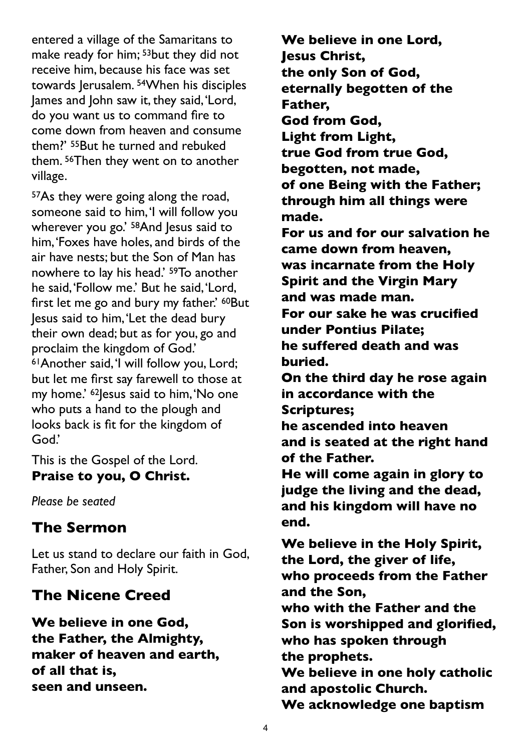entered a village of the Samaritans to make ready for him; [53]but they did not receive him, because his face was set towards Jerusalem. [54]When his disciples James and John saw it, they said, 'Lord, do you want us to command fire to come down from heaven and consume them?' [55]But he turned and rebuked them. [56]Then they went on to another village.

[57]As they were going along the road, someone said to him, 'I will follow you wherever you go.' [58]And Jesus said to him, 'Foxes have holes, and birds of the air have nests; but the Son of Man has nowhere to lay his head.' [59]To another he said, 'Follow me.' But he said, 'Lord, first let me go and bury my father.' [60]But Jesus said to him, 'Let the dead bury their own dead; but as for you, go and proclaim the kingdom of God.' [61]Another said, 'I will follow you, Lord; but let me first say farewell to those at my home.' [62]Jesus said to him, 'No one who puts a hand to the plough and looks back is fit for the kingdom of God.'

This is the Gospel of the Lord.
**Praise to you, O Christ.**

*Please be seated*

## The Sermon

Let us stand to declare our faith in God, Father, Son and Holy Spirit.

## The Nicene Creed

**We believe in one God,
the Father, the Almighty,
maker of heaven and earth,
of all that is,
seen and unseen.**

**We believe in one Lord,
Jesus Christ,
the only Son of God,
eternally begotten of the Father,
God from God,
Light from Light,
true God from true God,
begotten, not made,
of one Being with the Father;
through him all things were made.
For us and for our salvation he came down from heaven,
was incarnate from the Holy Spirit and the Virgin Mary
and was made man.
For our sake he was crucified under Pontius Pilate;
he suffered death and was buried.
On the third day he rose again
in accordance with the Scriptures;
he ascended into heaven
and is seated at the right hand of the Father.
He will come again in glory to judge the living and the dead,
and his kingdom will have no end.**

**We believe in the Holy Spirit,
the Lord, the giver of life,
who proceeds from the Father and the Son,
who with the Father and the Son is worshipped and glorified,
who has spoken through
the prophets.
We believe in one holy catholic and apostolic Church.
We acknowledge one baptism**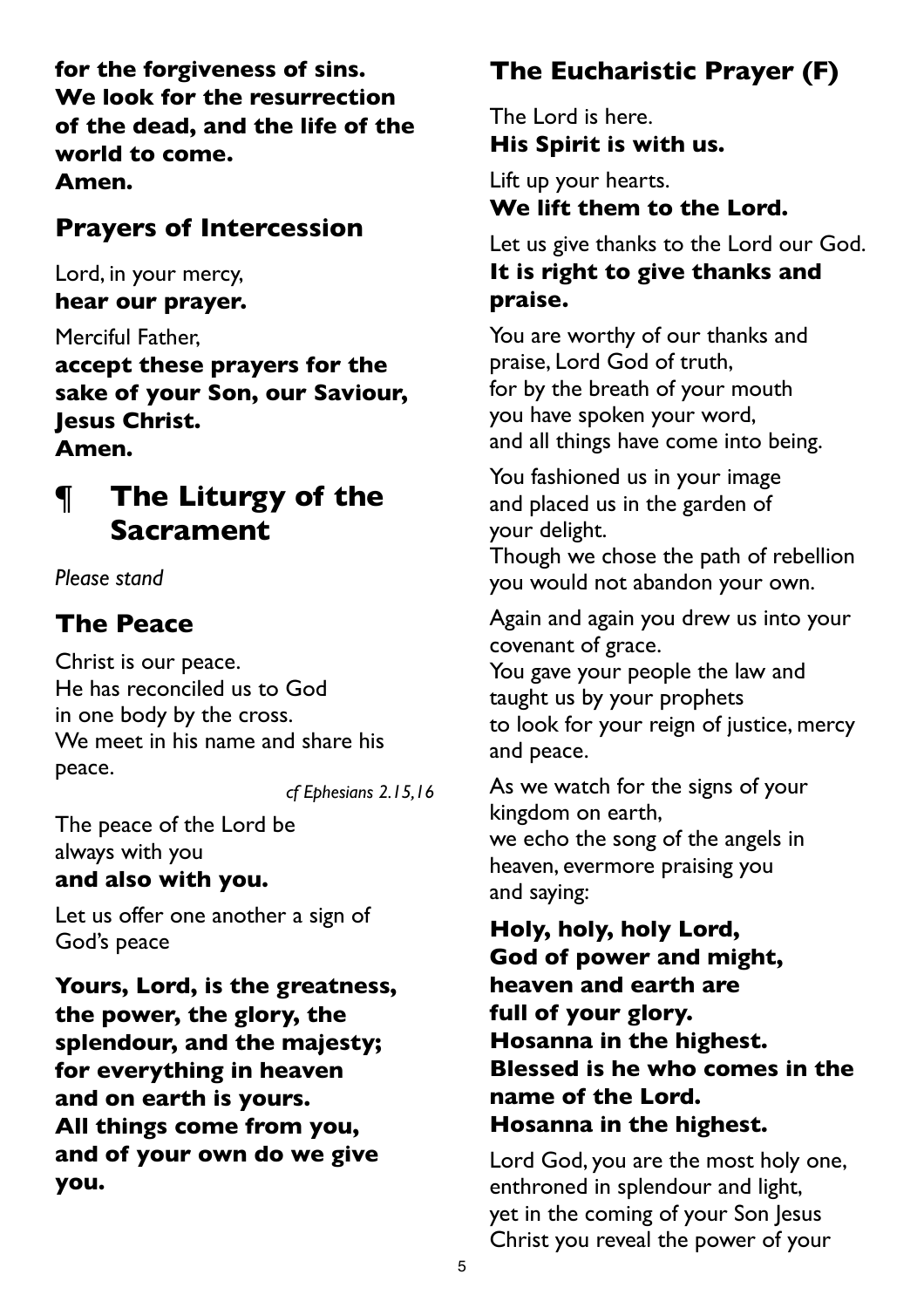**for the forgiveness of sins.**
**We look for the resurrection of the dead, and the life of the world to come.**
**Amen.**

## Prayers of Intercession

Lord, in your mercy,
**hear our prayer.**

Merciful Father,
**accept these prayers for the sake of your Son, our Saviour, Jesus Christ.**
**Amen.**

# ¶ The Liturgy of the Sacrament

*Please stand*

## The Peace

Christ is our peace.
He has reconciled us to God
in one body by the cross.
We meet in his name and share his peace.

*cf Ephesians 2.15,16*

The peace of the Lord be always with you
**and also with you.**

Let us offer one another a sign of God's peace

**Yours, Lord, is the greatness, the power, the glory, the splendour, and the majesty; for everything in heaven and on earth is yours.**
**All things come from you, and of your own do we give you.**

## The Eucharistic Prayer (F)

The Lord is here.
**His Spirit is with us.**

Lift up your hearts.
**We lift them to the Lord.**

Let us give thanks to the Lord our God.
**It is right to give thanks and praise.**

You are worthy of our thanks and praise, Lord God of truth,
for by the breath of your mouth
you have spoken your word,
and all things have come into being.

You fashioned us in your image
and placed us in the garden of your delight.
Though we chose the path of rebellion
you would not abandon your own.

Again and again you drew us into your covenant of grace.
You gave your people the law and
taught us by your prophets
to look for your reign of justice, mercy and peace.

As we watch for the signs of your kingdom on earth,
we echo the song of the angels in heaven, evermore praising you
and saying:

**Holy, holy, holy Lord,**
**God of power and might,**
**heaven and earth are**
**full of your glory.**
**Hosanna in the highest.**
**Blessed is he who comes in the name of the Lord.**
**Hosanna in the highest.**

Lord God, you are the most holy one,
enthroned in splendour and light,
yet in the coming of your Son Jesus
Christ you reveal the power of your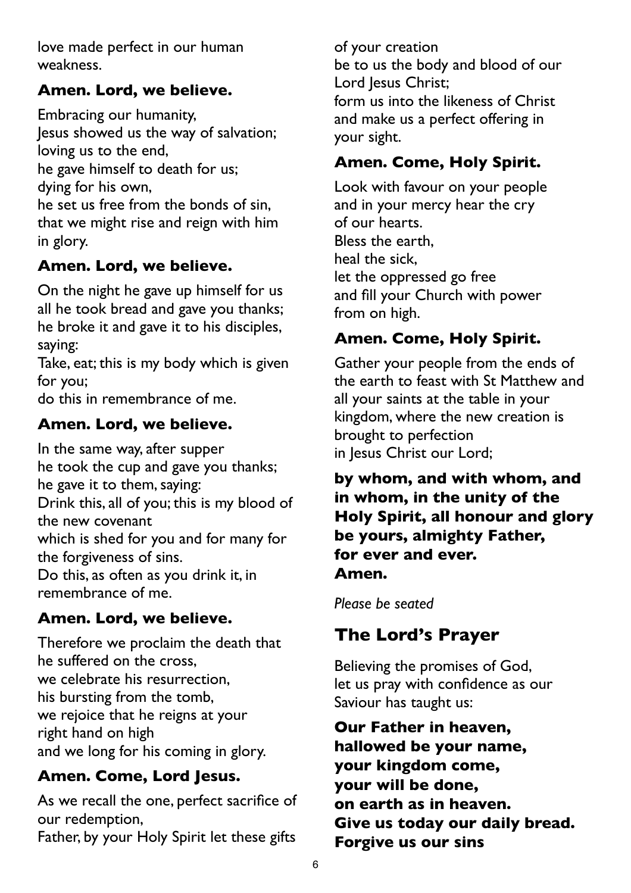love made perfect in our human weakness.

**Amen. Lord, we believe.**

Embracing our humanity,
Jesus showed us the way of salvation;
loving us to the end,
he gave himself to death for us;
dying for his own,
he set us free from the bonds of sin,
that we might rise and reign with him in glory.

**Amen. Lord, we believe.**

On the night he gave up himself for us all he took bread and gave you thanks; he broke it and gave it to his disciples, saying:
Take, eat; this is my body which is given for you;
do this in remembrance of me.

**Amen. Lord, we believe.**

In the same way, after supper
he took the cup and gave you thanks;
he gave it to them, saying:
Drink this, all of you; this is my blood of the new covenant
which is shed for you and for many for the forgiveness of sins.
Do this, as often as you drink it, in remembrance of me.

**Amen. Lord, we believe.**

Therefore we proclaim the death that he suffered on the cross,
we celebrate his resurrection,
his bursting from the tomb,
we rejoice that he reigns at your right hand on high
and we long for his coming in glory.

**Amen. Come, Lord Jesus.**

As we recall the one, perfect sacrifice of our redemption,
Father, by your Holy Spirit let these gifts of your creation
be to us the body and blood of our Lord Jesus Christ;
form us into the likeness of Christ
and make us a perfect offering in your sight.

**Amen. Come, Holy Spirit.**

Look with favour on your people
and in your mercy hear the cry of our hearts.
Bless the earth,
heal the sick,
let the oppressed go free
and fill your Church with power from on high.

**Amen. Come, Holy Spirit.**

Gather your people from the ends of the earth to feast with St Matthew and all your saints at the table in your kingdom, where the new creation is brought to perfection
in Jesus Christ our Lord;

**by whom, and with whom, and in whom, in the unity of the Holy Spirit, all honour and glory be yours, almighty Father, for ever and ever.**
**Amen.**

*Please be seated*

## The Lord's Prayer

Believing the promises of God,
let us pray with confidence as our Saviour has taught us:

**Our Father in heaven,**
**hallowed be your name,**
**your kingdom come,**
**your will be done,**
**on earth as in heaven.**
**Give us today our daily bread.**
**Forgive us our sins**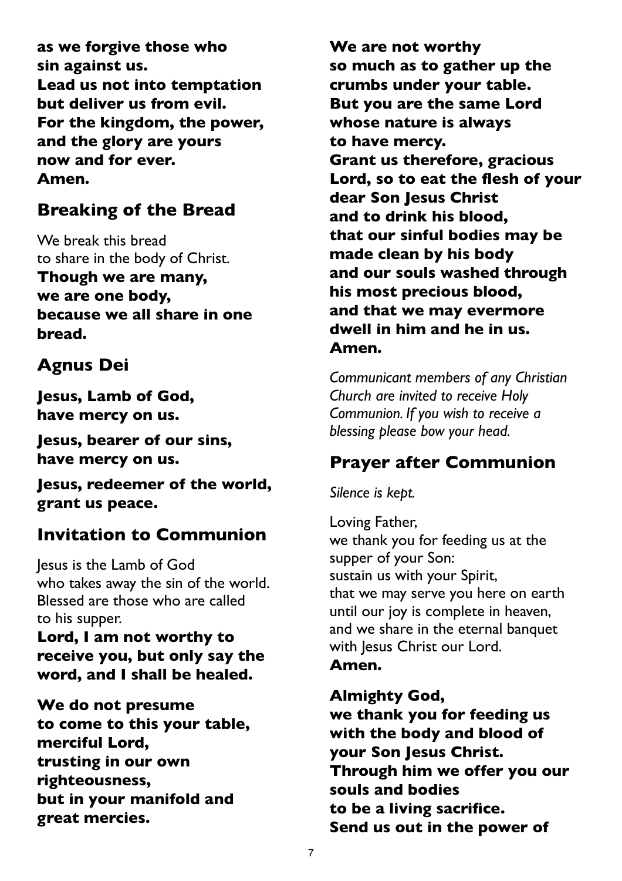**as we forgive those who**
**sin against us.**
**Lead us not into temptation**
**but deliver us from evil.**
**For the kingdom, the power,**
**and the glory are yours**
**now and for ever.**
**Amen.**

## Breaking of the Bread

We break this bread
to share in the body of Christ.
**Though we are many,**
**we are one body,**
**because we all share in one bread.**

## Agnus Dei

**Jesus, Lamb of God,**
**have mercy on us.**

**Jesus, bearer of our sins,**
**have mercy on us.**

**Jesus, redeemer of the world,**
**grant us peace.**

## Invitation to Communion

Jesus is the Lamb of God
who takes away the sin of the world.
Blessed are those who are called
to his supper.
**Lord, I am not worthy to receive you, but only say the word, and I shall be healed.**

**We do not presume**
**to come to this your table,**
**merciful Lord,**
**trusting in our own righteousness,**
**but in your manifold and great mercies.**
**We are not worthy**
**so much as to gather up the crumbs under your table.**
**But you are the same Lord**
**whose nature is always**
**to have mercy.**
**Grant us therefore, gracious Lord, so to eat the flesh of your dear Son Jesus Christ**
**and to drink his blood,**
**that our sinful bodies may be made clean by his body**
**and our souls washed through his most precious blood,**
**and that we may evermore dwell in him and he in us.**
**Amen.**

*Communicant members of any Christian Church are invited to receive Holy Communion. If you wish to receive a blessing please bow your head.*

## Prayer after Communion

*Silence is kept.*

Loving Father,
we thank you for feeding us at the supper of your Son:
sustain us with your Spirit,
that we may serve you here on earth
until our joy is complete in heaven,
and we share in the eternal banquet
with Jesus Christ our Lord.
**Amen.**

**Almighty God,**
**we thank you for feeding us**
**with the body and blood of**
**your Son Jesus Christ.**
**Through him we offer you our souls and bodies**
**to be a living sacrifice.**
**Send us out in the power of**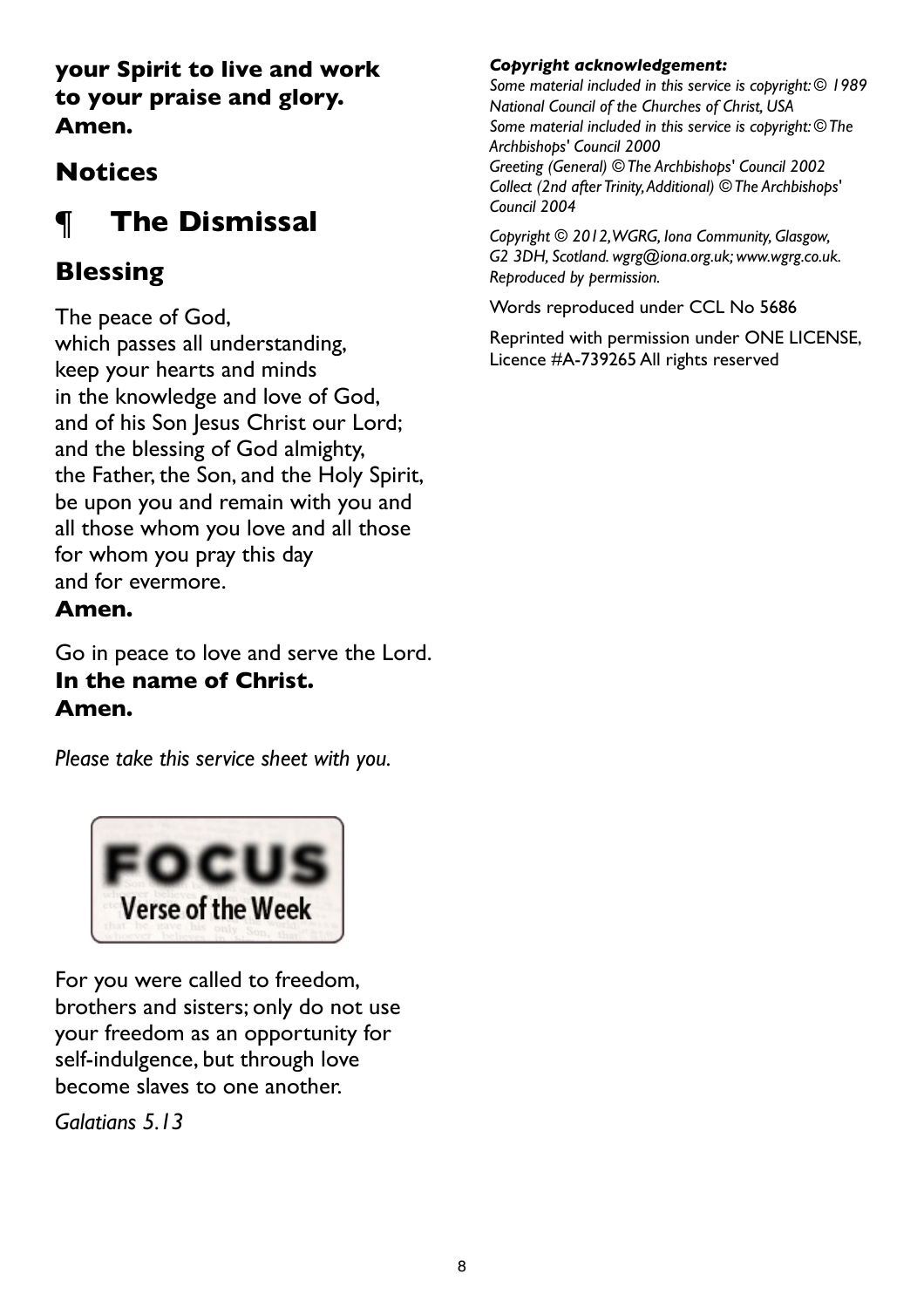**your Spirit to live and work to your praise and glory.**
**Amen.**

## Notices

# ¶ The Dismissal

## Blessing

The peace of God,
which passes all understanding,
keep your hearts and minds
in the knowledge and love of God,
and of his Son Jesus Christ our Lord;
and the blessing of God almighty,
the Father, the Son, and the Holy Spirit,
be upon you and remain with you and
all those whom you love and all those
for whom you pray this day
and for evermore.
**Amen.**

Go in peace to love and serve the Lord.
**In the name of Christ.**
**Amen.**

*Please take this service sheet with you.*

**FOCUS**
**Verse of the Week**

For you were called to freedom, brothers and sisters; only do not use your freedom as an opportunity for self-indulgence, but through love become slaves to one another.

*Galatians 5.13*

***Copyright acknowledgement:***
*Some material included in this service is copyright: © 1989 National Council of the Churches of Christ, USA*
*Some material included in this service is copyright: © The Archbishops' Council 2000*
*Greeting (General) © The Archbishops' Council 2002*
*Collect (2nd after Trinity, Additional) © The Archbishops' Council 2004*

*Copyright © 2012, WGRG, Iona Community, Glasgow, G2 3DH, Scotland. wgrg@iona.org.uk; www.wgrg.co.uk. Reproduced by permission.*

Words reproduced under CCL No 5686

Reprinted with permission under ONE LICENSE, Licence #A-739265 All rights reserved